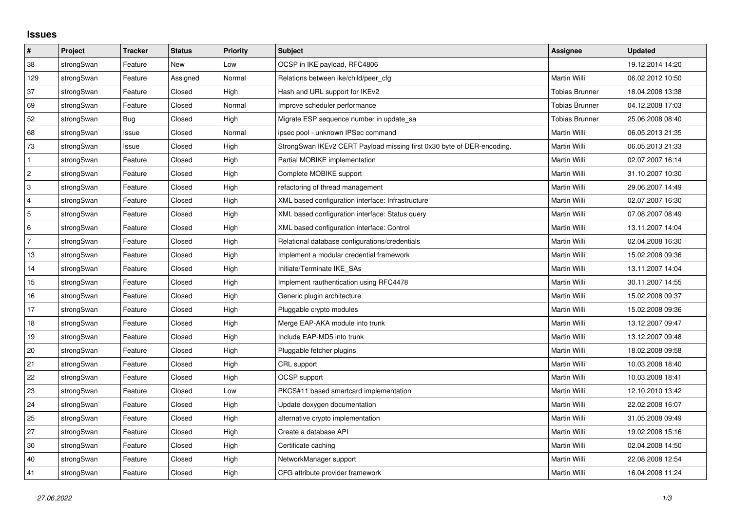# Issues

| # | Project | Tracker | Status | Priority | Subject | Assignee | Updated |
|---|---|---|---|---|---|---|---|
| 38 | strongSwan | Feature | New | Low | OCSP in IKE payload, RFC4806 | | 19.12.2014 14:20 |
| 129 | strongSwan | Feature | Assigned | Normal | Relations between ike/child/peer_cfg | Martin Willi | 06.02.2012 10:50 |
| 37 | strongSwan | Feature | Closed | High | Hash and URL support for IKEv2 | Tobias Brunner | 18.04.2008 13:38 |
| 69 | strongSwan | Feature | Closed | Normal | Improve scheduler performance | Tobias Brunner | 04.12.2008 17:03 |
| 52 | strongSwan | Bug | Closed | High | Migrate ESP sequence number in update_sa | Tobias Brunner | 25.06.2008 08:40 |
| 68 | strongSwan | Issue | Closed | Normal | ipsec pool - unknown IPSec command | Martin Willi | 06.05.2013 21:35 |
| 73 | strongSwan | Issue | Closed | High | StrongSwan IKEv2 CERT Payload missing first 0x30 byte of DER-encoding. | Martin Willi | 06.05.2013 21:33 |
| 1 | strongSwan | Feature | Closed | High | Partial MOBIKE implementation | Martin Willi | 02.07.2007 16:14 |
| 2 | strongSwan | Feature | Closed | High | Complete MOBIKE support | Martin Willi | 31.10.2007 10:30 |
| 3 | strongSwan | Feature | Closed | High | refactoring of thread management | Martin Willi | 29.06.2007 14:49 |
| 4 | strongSwan | Feature | Closed | High | XML based configuration interface: Infrastructure | Martin Willi | 02.07.2007 16:30 |
| 5 | strongSwan | Feature | Closed | High | XML based configuration interface: Status query | Martin Willi | 07.08.2007 08:49 |
| 6 | strongSwan | Feature | Closed | High | XML based configuration interface: Control | Martin Willi | 13.11.2007 14:04 |
| 7 | strongSwan | Feature | Closed | High | Relational database configurations/credentials | Martin Willi | 02.04.2008 16:30 |
| 13 | strongSwan | Feature | Closed | High | Implement a modular credential framework | Martin Willi | 15.02.2008 09:36 |
| 14 | strongSwan | Feature | Closed | High | Initiate/Terminate IKE_SAs | Martin Willi | 13.11.2007 14:04 |
| 15 | strongSwan | Feature | Closed | High | Implement rauthentication using RFC4478 | Martin Willi | 30.11.2007 14:55 |
| 16 | strongSwan | Feature | Closed | High | Generic plugin architecture | Martin Willi | 15.02.2008 09:37 |
| 17 | strongSwan | Feature | Closed | High | Pluggable crypto modules | Martin Willi | 15.02.2008 09:36 |
| 18 | strongSwan | Feature | Closed | High | Merge EAP-AKA module into trunk | Martin Willi | 13.12.2007 09:47 |
| 19 | strongSwan | Feature | Closed | High | Include EAP-MD5 into trunk | Martin Willi | 13.12.2007 09:48 |
| 20 | strongSwan | Feature | Closed | High | Pluggable fetcher plugins | Martin Willi | 18.02.2008 09:58 |
| 21 | strongSwan | Feature | Closed | High | CRL support | Martin Willi | 10.03.2008 18:40 |
| 22 | strongSwan | Feature | Closed | High | OCSP support | Martin Willi | 10.03.2008 18:41 |
| 23 | strongSwan | Feature | Closed | Low | PKCS#11 based smartcard implementation | Martin Willi | 12.10.2010 13:42 |
| 24 | strongSwan | Feature | Closed | High | Update doxygen documentation | Martin Willi | 22.02.2008 16:07 |
| 25 | strongSwan | Feature | Closed | High | alternative crypto implementation | Martin Willi | 31.05.2008 09:49 |
| 27 | strongSwan | Feature | Closed | High | Create a database API | Martin Willi | 19.02.2008 15:16 |
| 30 | strongSwan | Feature | Closed | High | Certificate caching | Martin Willi | 02.04.2008 14:50 |
| 40 | strongSwan | Feature | Closed | High | NetworkManager support | Martin Willi | 22.08.2008 12:54 |
| 41 | strongSwan | Feature | Closed | High | CFG attribute provider framework | Martin Willi | 16.04.2008 11:24 |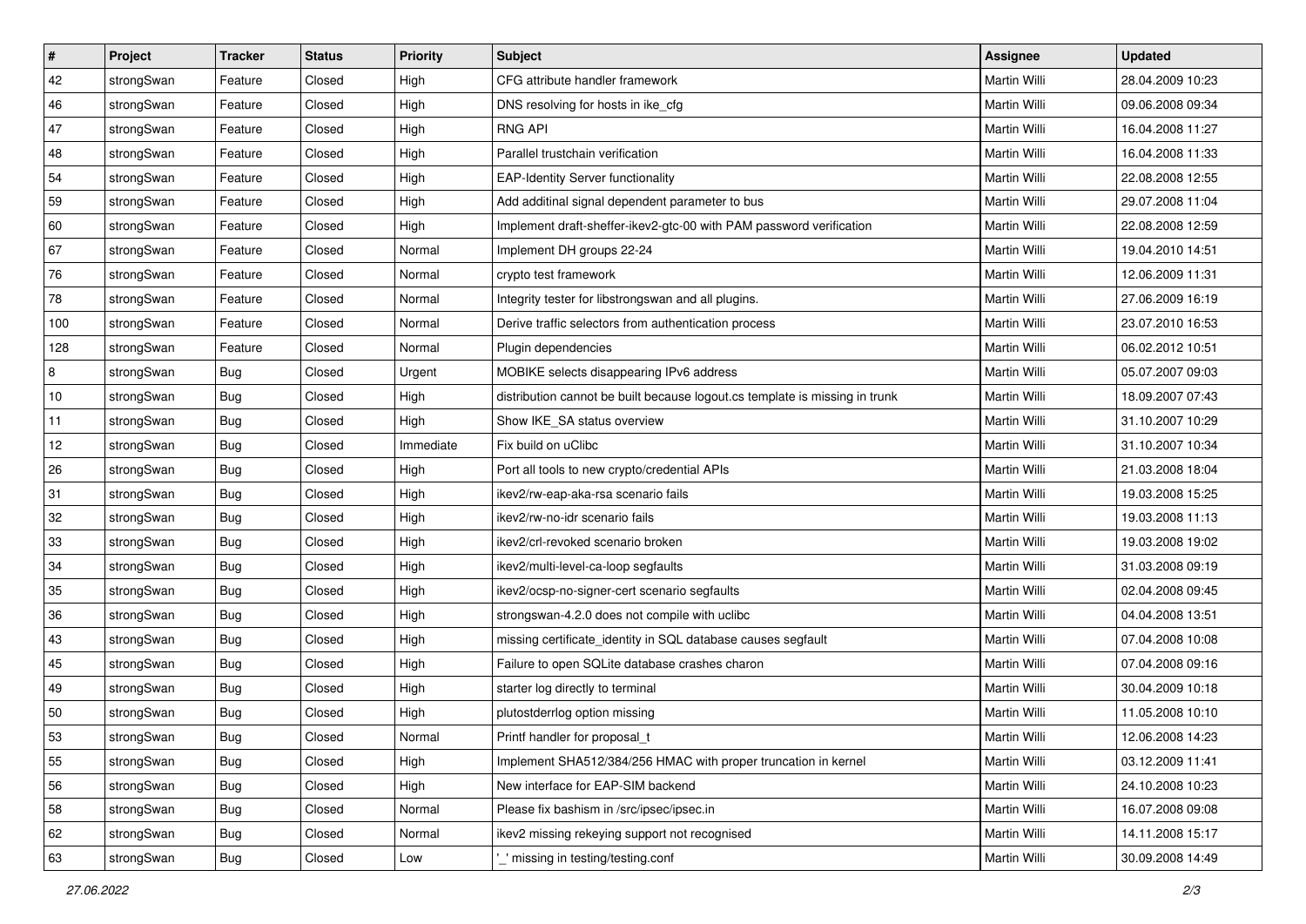| # | Project | Tracker | Status | Priority | Subject | Assignee | Updated |
|---|---|---|---|---|---|---|---|
| 42 | strongSwan | Feature | Closed | High | CFG attribute handler framework | Martin Willi | 28.04.2009 10:23 |
| 46 | strongSwan | Feature | Closed | High | DNS resolving for hosts in ike_cfg | Martin Willi | 09.06.2008 09:34 |
| 47 | strongSwan | Feature | Closed | High | RNG API | Martin Willi | 16.04.2008 11:27 |
| 48 | strongSwan | Feature | Closed | High | Parallel trustchain verification | Martin Willi | 16.04.2008 11:33 |
| 54 | strongSwan | Feature | Closed | High | EAP-Identity Server functionality | Martin Willi | 22.08.2008 12:55 |
| 59 | strongSwan | Feature | Closed | High | Add additinal signal dependent parameter to bus | Martin Willi | 29.07.2008 11:04 |
| 60 | strongSwan | Feature | Closed | High | Implement draft-sheffer-ikev2-gtc-00 with PAM password verification | Martin Willi | 22.08.2008 12:59 |
| 67 | strongSwan | Feature | Closed | Normal | Implement DH groups 22-24 | Martin Willi | 19.04.2010 14:51 |
| 76 | strongSwan | Feature | Closed | Normal | crypto test framework | Martin Willi | 12.06.2009 11:31 |
| 78 | strongSwan | Feature | Closed | Normal | Integrity tester for libstrongswan and all plugins. | Martin Willi | 27.06.2009 16:19 |
| 100 | strongSwan | Feature | Closed | Normal | Derive traffic selectors from authentication process | Martin Willi | 23.07.2010 16:53 |
| 128 | strongSwan | Feature | Closed | Normal | Plugin dependencies | Martin Willi | 06.02.2012 10:51 |
| 8 | strongSwan | Bug | Closed | Urgent | MOBIKE selects disappearing IPv6 address | Martin Willi | 05.07.2007 09:03 |
| 10 | strongSwan | Bug | Closed | High | distribution cannot be built because logout.cs template is missing in trunk | Martin Willi | 18.09.2007 07:43 |
| 11 | strongSwan | Bug | Closed | High | Show IKE_SA status overview | Martin Willi | 31.10.2007 10:29 |
| 12 | strongSwan | Bug | Closed | Immediate | Fix build on uClibc | Martin Willi | 31.10.2007 10:34 |
| 26 | strongSwan | Bug | Closed | High | Port all tools to new crypto/credential APIs | Martin Willi | 21.03.2008 18:04 |
| 31 | strongSwan | Bug | Closed | High | ikev2/rw-eap-aka-rsa scenario fails | Martin Willi | 19.03.2008 15:25 |
| 32 | strongSwan | Bug | Closed | High | ikev2/rw-no-idr scenario fails | Martin Willi | 19.03.2008 11:13 |
| 33 | strongSwan | Bug | Closed | High | ikev2/crl-revoked scenario broken | Martin Willi | 19.03.2008 19:02 |
| 34 | strongSwan | Bug | Closed | High | ikev2/multi-level-ca-loop segfaults | Martin Willi | 31.03.2008 09:19 |
| 35 | strongSwan | Bug | Closed | High | ikev2/ocsp-no-signer-cert scenario segfaults | Martin Willi | 02.04.2008 09:45 |
| 36 | strongSwan | Bug | Closed | High | strongswan-4.2.0 does not compile with uclibc | Martin Willi | 04.04.2008 13:51 |
| 43 | strongSwan | Bug | Closed | High | missing certificate_identity in SQL database causes segfault | Martin Willi | 07.04.2008 10:08 |
| 45 | strongSwan | Bug | Closed | High | Failure to open SQLite database crashes charon | Martin Willi | 07.04.2008 09:16 |
| 49 | strongSwan | Bug | Closed | High | starter log directly to terminal | Martin Willi | 30.04.2009 10:18 |
| 50 | strongSwan | Bug | Closed | High | plutostderrlog option missing | Martin Willi | 11.05.2008 10:10 |
| 53 | strongSwan | Bug | Closed | Normal | Printf handler for proposal_t | Martin Willi | 12.06.2008 14:23 |
| 55 | strongSwan | Bug | Closed | High | Implement SHA512/384/256 HMAC with proper truncation in kernel | Martin Willi | 03.12.2009 11:41 |
| 56 | strongSwan | Bug | Closed | High | New interface for EAP-SIM backend | Martin Willi | 24.10.2008 10:23 |
| 58 | strongSwan | Bug | Closed | Normal | Please fix bashism in /src/ipsec/ipsec.in | Martin Willi | 16.07.2008 09:08 |
| 62 | strongSwan | Bug | Closed | Normal | ikev2 missing rekeying support not recognised | Martin Willi | 14.11.2008 15:17 |
| 63 | strongSwan | Bug | Closed | Low | '_' missing in testing/testing.conf | Martin Willi | 30.09.2008 14:49 |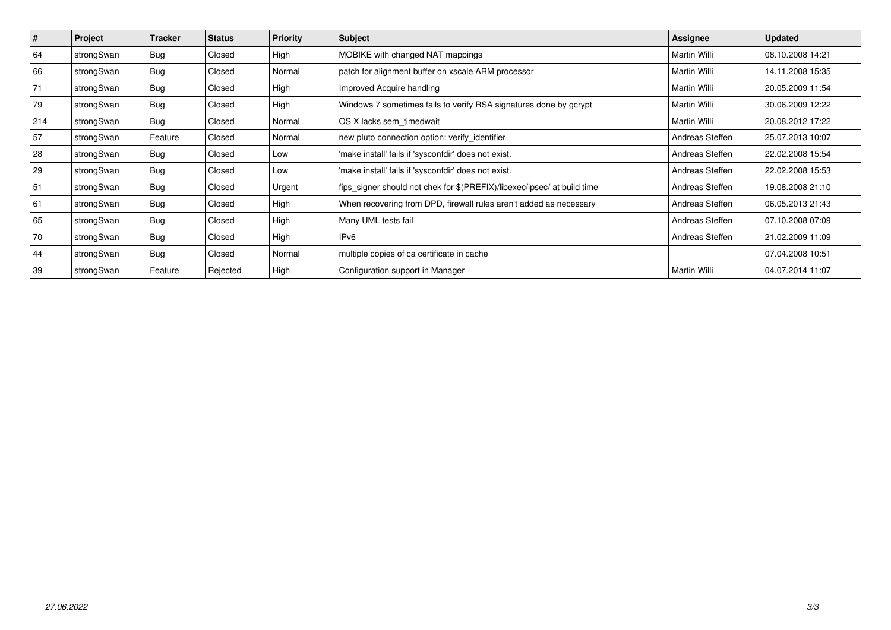| # | Project | Tracker | Status | Priority | Subject | Assignee | Updated |
|---|---|---|---|---|---|---|---|
| 64 | strongSwan | Bug | Closed | High | MOBIKE with changed NAT mappings | Martin Willi | 08.10.2008 14:21 |
| 66 | strongSwan | Bug | Closed | Normal | patch for alignment buffer on xscale ARM processor | Martin Willi | 14.11.2008 15:35 |
| 71 | strongSwan | Bug | Closed | High | Improved Acquire handling | Martin Willi | 20.05.2009 11:54 |
| 79 | strongSwan | Bug | Closed | High | Windows 7 sometimes fails to verify RSA signatures done by gcrypt | Martin Willi | 30.06.2009 12:22 |
| 214 | strongSwan | Bug | Closed | Normal | OS X lacks sem_timedwait | Martin Willi | 20.08.2012 17:22 |
| 57 | strongSwan | Feature | Closed | Normal | new pluto connection option: verify_identifier | Andreas Steffen | 25.07.2013 10:07 |
| 28 | strongSwan | Bug | Closed | Low | 'make install' fails if 'sysconfdir' does not exist. | Andreas Steffen | 22.02.2008 15:54 |
| 29 | strongSwan | Bug | Closed | Low | 'make install' fails if 'sysconfdir' does not exist. | Andreas Steffen | 22.02.2008 15:53 |
| 51 | strongSwan | Bug | Closed | Urgent | fips_signer should not chek for $(PREFIX)/libexec/ipsec/ at build time | Andreas Steffen | 19.08.2008 21:10 |
| 61 | strongSwan | Bug | Closed | High | When recovering from DPD, firewall rules aren't added as necessary | Andreas Steffen | 06.05.2013 21:43 |
| 65 | strongSwan | Bug | Closed | High | Many UML tests fail | Andreas Steffen | 07.10.2008 07:09 |
| 70 | strongSwan | Bug | Closed | High | IPv6 | Andreas Steffen | 21.02.2009 11:09 |
| 44 | strongSwan | Bug | Closed | Normal | multiple copies of ca certificate in cache | | 07.04.2008 10:51 |
| 39 | strongSwan | Feature | Rejected | High | Configuration support in Manager | Martin Willi | 04.07.2014 11:07 |

*27.06.2022*